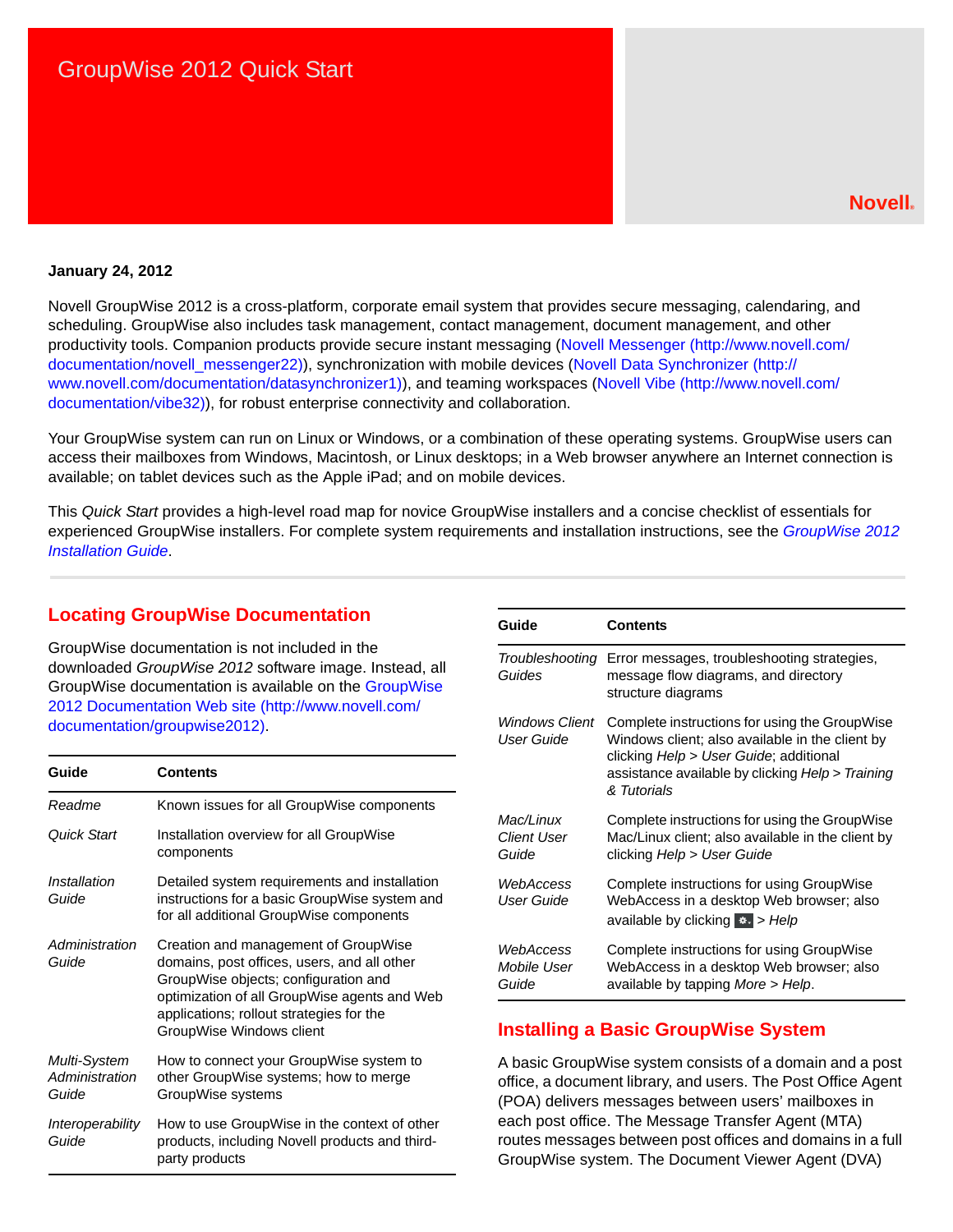# GroupWise 2012 Quick Start

Novell®

**January 24, 2012**

Novell GroupWise 2012 is a cross-platform, corporate email system that provides secure messaging, calendaring, and scheduling. GroupWise also includes task management, contact management, document management, and other productivity tools. Companion products provide secure instant messaging (Novell Messenger (http://www.novell.com/documentation/novell_messenger22)), synchronization with mobile devices (Novell Data Synchronizer (http://www.novell.com/documentation/datasynchronizer1)), and teaming workspaces (Novell Vibe (http://www.novell.com/documentation/vibe32)), for robust enterprise connectivity and collaboration.

Your GroupWise system can run on Linux or Windows, or a combination of these operating systems. GroupWise users can access their mailboxes from Windows, Macintosh, or Linux desktops; in a Web browser anywhere an Internet connection is available; on tablet devices such as the Apple iPad; and on mobile devices.

This *Quick Start* provides a high-level road map for novice GroupWise installers and a concise checklist of essentials for experienced GroupWise installers. For complete system requirements and installation instructions, see the *GroupWise 2012 Installation Guide*.

## Locating GroupWise Documentation

GroupWise documentation is not included in the downloaded *GroupWise 2012* software image. Instead, all GroupWise documentation is available on the GroupWise 2012 Documentation Web site (http://www.novell.com/documentation/groupwise2012).

| Guide | Contents |
|---|---|
| *Readme* | Known issues for all GroupWise components |
| *Quick Start* | Installation overview for all GroupWise components |
| *Installation Guide* | Detailed system requirements and installation instructions for a basic GroupWise system and for all additional GroupWise components |
| *Administration Guide* | Creation and management of GroupWise domains, post offices, users, and all other GroupWise objects; configuration and optimization of all GroupWise agents and Web applications; rollout strategies for the GroupWise Windows client |
| *Multi-System Administration Guide* | How to connect your GroupWise system to other GroupWise systems; how to merge GroupWise systems |
| *Interoperability Guide* | How to use GroupWise in the context of other products, including Novell products and third-party products |
| *Troubleshooting Guides* | Error messages, troubleshooting strategies, message flow diagrams, and directory structure diagrams |
| *Windows Client User Guide* | Complete instructions for using the GroupWise Windows client; also available in the client by clicking *Help* > *User Guide*; additional assistance available by clicking *Help* > *Training & Tutorials* |
| *Mac/Linux Client User Guide* | Complete instructions for using the GroupWise Mac/Linux client; also available in the client by clicking *Help* > *User Guide* |
| *WebAccess User Guide* | Complete instructions for using GroupWise WebAccess in a desktop Web browser; also available by clicking ⚙ > *Help* |
| *WebAccess Mobile User Guide* | Complete instructions for using GroupWise WebAccess in a desktop Web browser; also available by tapping *More* > *Help*. |

## Installing a Basic GroupWise System

A basic GroupWise system consists of a domain and a post office, a document library, and users. The Post Office Agent (POA) delivers messages between users' mailboxes in each post office. The Message Transfer Agent (MTA) routes messages between post offices and domains in a full GroupWise system. The Document Viewer Agent (DVA)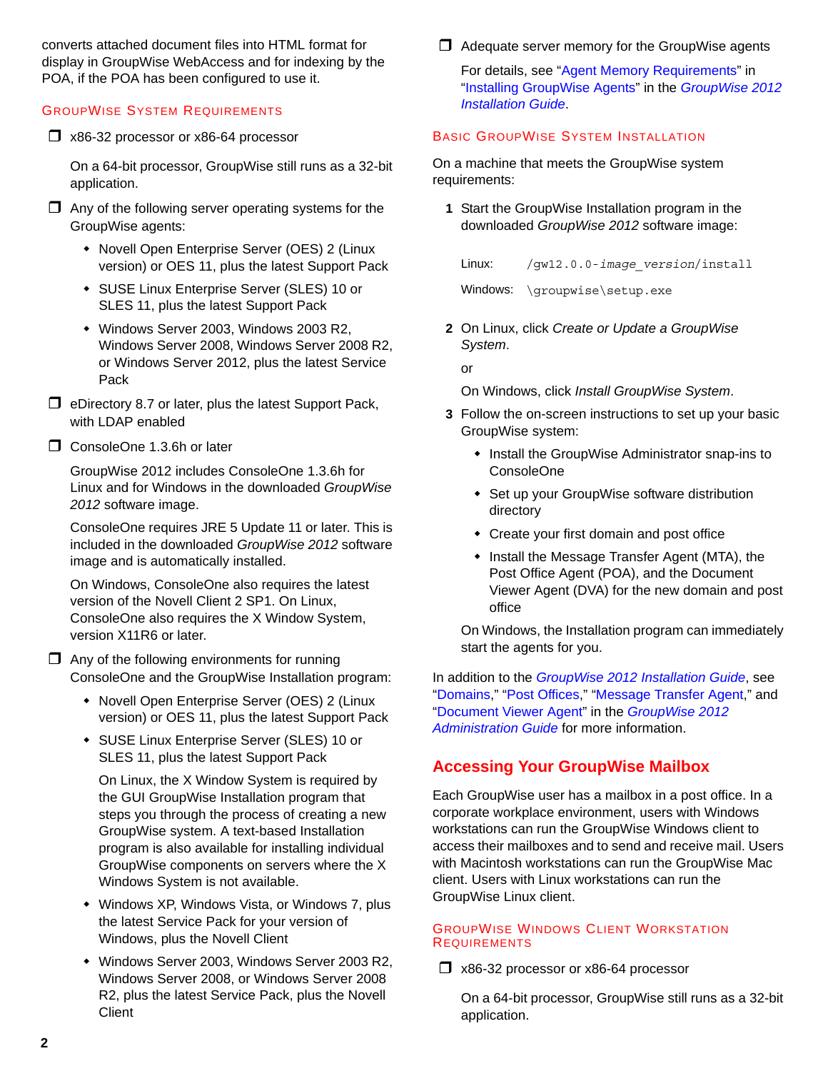converts attached document files into HTML format for display in GroupWise WebAccess and for indexing by the POA, if the POA has been configured to use it.

### GroupWise System Requirements

- ❒ x86-32 processor or x86-64 processor

  On a 64-bit processor, GroupWise still runs as a 32-bit application.

- ❒ Any of the following server operating systems for the GroupWise agents:
  - Novell Open Enterprise Server (OES) 2 (Linux version) or OES 11, plus the latest Support Pack
  - SUSE Linux Enterprise Server (SLES) 10 or SLES 11, plus the latest Support Pack
  - Windows Server 2003, Windows 2003 R2, Windows Server 2008, Windows Server 2008 R2, or Windows Server 2012, plus the latest Service Pack
- ❒ eDirectory 8.7 or later, plus the latest Support Pack, with LDAP enabled
- ❒ ConsoleOne 1.3.6h or later

  GroupWise 2012 includes ConsoleOne 1.3.6h for Linux and for Windows in the downloaded *GroupWise 2012* software image.

  ConsoleOne requires JRE 5 Update 11 or later. This is included in the downloaded *GroupWise 2012* software image and is automatically installed.

  On Windows, ConsoleOne also requires the latest version of the Novell Client 2 SP1. On Linux, ConsoleOne also requires the X Window System, version X11R6 or later.

- ❒ Any of the following environments for running ConsoleOne and the GroupWise Installation program:
  - Novell Open Enterprise Server (OES) 2 (Linux version) or OES 11, plus the latest Support Pack
  - SUSE Linux Enterprise Server (SLES) 10 or SLES 11, plus the latest Support Pack

    On Linux, the X Window System is required by the GUI GroupWise Installation program that steps you through the process of creating a new GroupWise system. A text-based Installation program is also available for installing individual GroupWise components on servers where the X Windows System is not available.

  - Windows XP, Windows Vista, or Windows 7, plus the latest Service Pack for your version of Windows, plus the Novell Client
  - Windows Server 2003, Windows Server 2003 R2, Windows Server 2008, or Windows Server 2008 R2, plus the latest Service Pack, plus the Novell Client
- ❒ Adequate server memory for the GroupWise agents

  For details, see "Agent Memory Requirements" in "Installing GroupWise Agents" in the *GroupWise 2012 Installation Guide*.

### Basic GroupWise System Installation

On a machine that meets the GroupWise system requirements:

1. Start the GroupWise Installation program in the downloaded *GroupWise 2012* software image:

   Linux: `/gw12.0.0-image_version/install`

   Windows: `\groupwise\setup.exe`

2. On Linux, click *Create or Update a GroupWise System*.

   or

   On Windows, click *Install GroupWise System*.

3. Follow the on-screen instructions to set up your basic GroupWise system:
   - Install the GroupWise Administrator snap-ins to ConsoleOne
   - Set up your GroupWise software distribution directory
   - Create your first domain and post office
   - Install the Message Transfer Agent (MTA), the Post Office Agent (POA), and the Document Viewer Agent (DVA) for the new domain and post office

   On Windows, the Installation program can immediately start the agents for you.

In addition to the *GroupWise 2012 Installation Guide*, see "Domains," "Post Offices," "Message Transfer Agent," and "Document Viewer Agent" in the *GroupWise 2012 Administration Guide* for more information.

## Accessing Your GroupWise Mailbox

Each GroupWise user has a mailbox in a post office. In a corporate workplace environment, users with Windows workstations can run the GroupWise Windows client to access their mailboxes and to send and receive mail. Users with Macintosh workstations can run the GroupWise Mac client. Users with Linux workstations can run the GroupWise Linux client.

### GroupWise Windows Client Workstation Requirements

- ❒ x86-32 processor or x86-64 processor

  On a 64-bit processor, GroupWise still runs as a 32-bit application.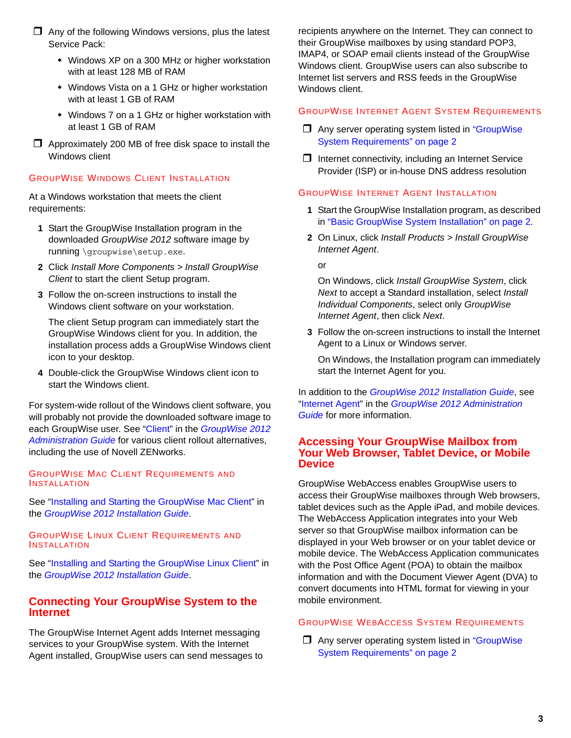- ❐ Any of the following Windows versions, plus the latest Service Pack:
  - Windows XP on a 300 MHz or higher workstation with at least 128 MB of RAM
  - Windows Vista on a 1 GHz or higher workstation with at least 1 GB of RAM
  - Windows 7 on a 1 GHz or higher workstation with at least 1 GB of RAM
- ❐ Approximately 200 MB of free disk space to install the Windows client

### GroupWise Windows Client Installation

At a Windows workstation that meets the client requirements:

1. Start the GroupWise Installation program in the downloaded *GroupWise 2012* software image by running `\groupwise\setup.exe`.
2. Click *Install More Components > Install GroupWise Client* to start the client Setup program.
3. Follow the on-screen instructions to install the Windows client software on your workstation.

   The client Setup program can immediately start the GroupWise Windows client for you. In addition, the installation process adds a GroupWise Windows client icon to your desktop.
4. Double-click the GroupWise Windows client icon to start the Windows client.

For system-wide rollout of the Windows client software, you will probably not provide the downloaded software image to each GroupWise user. See "Client" in the *GroupWise 2012 Administration Guide* for various client rollout alternatives, including the use of Novell ZENworks.

### GroupWise Mac Client Requirements and Installation

See "Installing and Starting the GroupWise Mac Client" in the *GroupWise 2012 Installation Guide*.

### GroupWise Linux Client Requirements and Installation

See "Installing and Starting the GroupWise Linux Client" in the *GroupWise 2012 Installation Guide*.

## Connecting Your GroupWise System to the Internet

The GroupWise Internet Agent adds Internet messaging services to your GroupWise system. With the Internet Agent installed, GroupWise users can send messages to recipients anywhere on the Internet. They can connect to their GroupWise mailboxes by using standard POP3, IMAP4, or SOAP email clients instead of the GroupWise Windows client. GroupWise users can also subscribe to Internet list servers and RSS feeds in the GroupWise Windows client.

### GroupWise Internet Agent System Requirements

- ❐ Any server operating system listed in "GroupWise System Requirements" on page 2
- ❐ Internet connectivity, including an Internet Service Provider (ISP) or in-house DNS address resolution

### GroupWise Internet Agent Installation

1. Start the GroupWise Installation program, as described in "Basic GroupWise System Installation" on page 2.
2. On Linux, click *Install Products > Install GroupWise Internet Agent*.

   or

   On Windows, click *Install GroupWise System*, click *Next* to accept a Standard installation, select *Install Individual Components*, select only *GroupWise Internet Agent*, then click *Next*.
3. Follow the on-screen instructions to install the Internet Agent to a Linux or Windows server.

   On Windows, the Installation program can immediately start the Internet Agent for you.

In addition to the *GroupWise 2012 Installation Guide*, see "Internet Agent" in the *GroupWise 2012 Administration Guide* for more information.

## Accessing Your GroupWise Mailbox from Your Web Browser, Tablet Device, or Mobile Device

GroupWise WebAccess enables GroupWise users to access their GroupWise mailboxes through Web browsers, tablet devices such as the Apple iPad, and mobile devices. The WebAccess Application integrates into your Web server so that GroupWise mailbox information can be displayed in your Web browser or on your tablet device or mobile device. The WebAccess Application communicates with the Post Office Agent (POA) to obtain the mailbox information and with the Document Viewer Agent (DVA) to convert documents into HTML format for viewing in your mobile environment.

### GroupWise WebAccess System Requirements

- ❐ Any server operating system listed in "GroupWise System Requirements" on page 2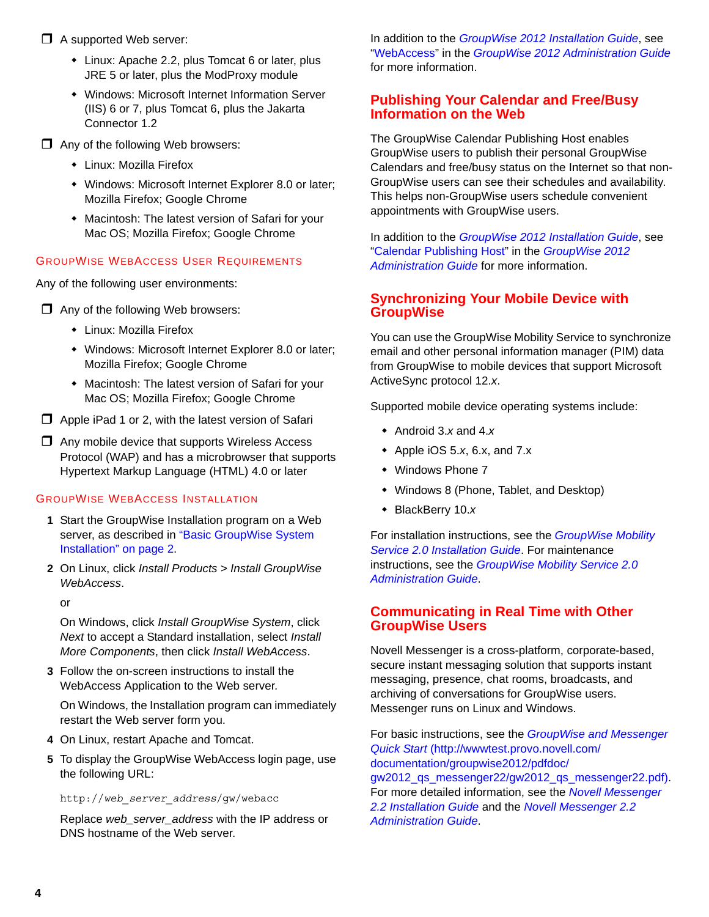- A supported Web server:
  - Linux: Apache 2.2, plus Tomcat 6 or later, plus JRE 5 or later, plus the ModProxy module
  - Windows: Microsoft Internet Information Server (IIS) 6 or 7, plus Tomcat 6, plus the Jakarta Connector 1.2
- Any of the following Web browsers:
  - Linux: Mozilla Firefox
  - Windows: Microsoft Internet Explorer 8.0 or later; Mozilla Firefox; Google Chrome
  - Macintosh: The latest version of Safari for your Mac OS; Mozilla Firefox; Google Chrome

### GroupWise WebAccess User Requirements

Any of the following user environments:

- Any of the following Web browsers:
  - Linux: Mozilla Firefox
  - Windows: Microsoft Internet Explorer 8.0 or later; Mozilla Firefox; Google Chrome
  - Macintosh: The latest version of Safari for your Mac OS; Mozilla Firefox; Google Chrome
- Apple iPad 1 or 2, with the latest version of Safari
- Any mobile device that supports Wireless Access Protocol (WAP) and has a microbrowser that supports Hypertext Markup Language (HTML) 4.0 or later

### GroupWise WebAccess Installation

1. Start the GroupWise Installation program on a Web server, as described in "Basic GroupWise System Installation" on page 2.
2. On Linux, click *Install Products > Install GroupWise WebAccess*.

   or

   On Windows, click *Install GroupWise System*, click *Next* to accept a Standard installation, select *Install More Components*, then click *Install WebAccess*.
3. Follow the on-screen instructions to install the WebAccess Application to the Web server.

   On Windows, the Installation program can immediately restart the Web server form you.
4. On Linux, restart Apache and Tomcat.
5. To display the GroupWise WebAccess login page, use the following URL:

   ```
   http://web_server_address/gw/webacc
   ```

   Replace *web_server_address* with the IP address or DNS hostname of the Web server.

In addition to the *GroupWise 2012 Installation Guide*, see "WebAccess" in the *GroupWise 2012 Administration Guide* for more information.

## Publishing Your Calendar and Free/Busy Information on the Web

The GroupWise Calendar Publishing Host enables GroupWise users to publish their personal GroupWise Calendars and free/busy status on the Internet so that non-GroupWise users can see their schedules and availability. This helps non-GroupWise users schedule convenient appointments with GroupWise users.

In addition to the *GroupWise 2012 Installation Guide*, see "Calendar Publishing Host" in the *GroupWise 2012 Administration Guide* for more information.

## Synchronizing Your Mobile Device with GroupWise

You can use the GroupWise Mobility Service to synchronize email and other personal information manager (PIM) data from GroupWise to mobile devices that support Microsoft ActiveSync protocol 12.*x*.

Supported mobile device operating systems include:

- Android 3.*x* and 4.*x*
- Apple iOS 5.*x*, 6.x, and 7.x
- Windows Phone 7
- Windows 8 (Phone, Tablet, and Desktop)
- BlackBerry 10.*x*

For installation instructions, see the *GroupWise Mobility Service 2.0 Installation Guide*. For maintenance instructions, see the *GroupWise Mobility Service 2.0 Administration Guide*.

## Communicating in Real Time with Other GroupWise Users

Novell Messenger is a cross-platform, corporate-based, secure instant messaging solution that supports instant messaging, presence, chat rooms, broadcasts, and archiving of conversations for GroupWise users. Messenger runs on Linux and Windows.

For basic instructions, see the *GroupWise and Messenger Quick Start* (http://wwwtest.provo.novell.com/documentation/groupwise2012/pdfdoc/gw2012_qs_messenger22/gw2012_qs_messenger22.pdf). For more detailed information, see the *Novell Messenger 2.2 Installation Guide* and the *Novell Messenger 2.2 Administration Guide*.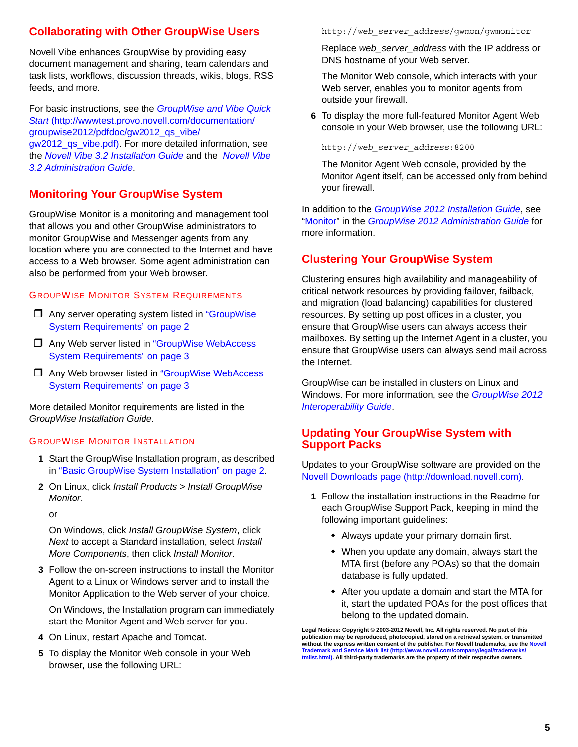## Collaborating with Other GroupWise Users

Novell Vibe enhances GroupWise by providing easy document management and sharing, team calendars and task lists, workflows, discussion threads, wikis, blogs, RSS feeds, and more.

For basic instructions, see the *GroupWise and Vibe Quick Start* (http://wwwtest.provo.novell.com/documentation/groupwise2012/pdfdoc/gw2012_qs_vibe/gw2012_qs_vibe.pdf). For more detailed information, see the *Novell Vibe 3.2 Installation Guide* and the *Novell Vibe 3.2 Administration Guide*.

## Monitoring Your GroupWise System

GroupWise Monitor is a monitoring and management tool that allows you and other GroupWise administrators to monitor GroupWise and Messenger agents from any location where you are connected to the Internet and have access to a Web browser. Some agent administration can also be performed from your Web browser.

### GroupWise Monitor System Requirements

- ❒ Any server operating system listed in "GroupWise System Requirements" on page 2
- ❒ Any Web server listed in "GroupWise WebAccess System Requirements" on page 3
- ❒ Any Web browser listed in "GroupWise WebAccess System Requirements" on page 3

More detailed Monitor requirements are listed in the *GroupWise Installation Guide*.

### GroupWise Monitor Installation

1. Start the GroupWise Installation program, as described in "Basic GroupWise System Installation" on page 2.
2. On Linux, click *Install Products > Install GroupWise Monitor*.

   or

   On Windows, click *Install GroupWise System*, click *Next* to accept a Standard installation, select *Install More Components*, then click *Install Monitor*.
3. Follow the on-screen instructions to install the Monitor Agent to a Linux or Windows server and to install the Monitor Application to the Web server of your choice.

   On Windows, the Installation program can immediately start the Monitor Agent and Web server for you.
4. On Linux, restart Apache and Tomcat.
5. To display the Monitor Web console in your Web browser, use the following URL:

   ```
   http://web_server_address/gwmon/gwmonitor
   ```

   Replace *web_server_address* with the IP address or DNS hostname of your Web server.

   The Monitor Web console, which interacts with your Web server, enables you to monitor agents from outside your firewall.
6. To display the more full-featured Monitor Agent Web console in your Web browser, use the following URL:

   ```
   http://web_server_address:8200
   ```

   The Monitor Agent Web console, provided by the Monitor Agent itself, can be accessed only from behind your firewall.

In addition to the *GroupWise 2012 Installation Guide*, see "Monitor" in the *GroupWise 2012 Administration Guide* for more information.

## Clustering Your GroupWise System

Clustering ensures high availability and manageability of critical network resources by providing failover, failback, and migration (load balancing) capabilities for clustered resources. By setting up post offices in a cluster, you ensure that GroupWise users can always access their mailboxes. By setting up the Internet Agent in a cluster, you ensure that GroupWise users can always send mail across the Internet.

GroupWise can be installed in clusters on Linux and Windows. For more information, see the *GroupWise 2012 Interoperability Guide*.

## Updating Your GroupWise System with Support Packs

Updates to your GroupWise software are provided on the Novell Downloads page (http://download.novell.com).

1. Follow the installation instructions in the Readme for each GroupWise Support Pack, keeping in mind the following important guidelines:
   - Always update your primary domain first.
   - When you update any domain, always start the MTA first (before any POAs) so that the domain database is fully updated.
   - After you update a domain and start the MTA for it, start the updated POAs for the post offices that belong to the updated domain.

**Legal Notices: Copyright © 2003-2012 Novell, Inc. All rights reserved. No part of this publication may be reproduced, photocopied, stored on a retrieval system, or transmitted without the express written consent of the publisher. For Novell trademarks, see the Novell Trademark and Service Mark list (http://www.novell.com/company/legal/trademarks/tmlist.html). All third-party trademarks are the property of their respective owners.**